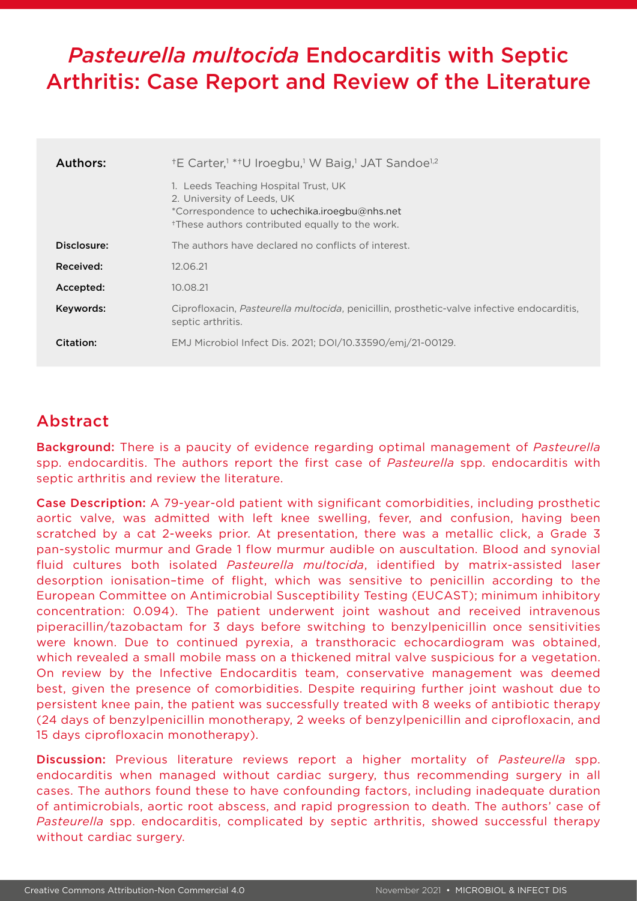# *Pasteurella multocida* Endocarditis with Septic Arthritis: Case Report and Review of the Literature

| | |
|---|---|
| **Authors:** | [†]E Carter,[1] *[†]U Iroegbu,[1] W Baig,[1] JAT Sandoe[1,2]<br><br>1. Leeds Teaching Hospital Trust, UK<br>2. University of Leeds, UK<br>*Correspondence to uchechika.iroegbu@nhs.net<br>[†]These authors contributed equally to the work. |
| **Disclosure:** | The authors have declared no conflicts of interest. |
| **Received:** | 12.06.21 |
| **Accepted:** | 10.08.21 |
| **Keywords:** | Ciprofloxacin, *Pasteurella multocida*, penicillin, prosthetic-valve infective endocarditis, septic arthritis. |
| **Citation:** | EMJ Microbiol Infect Dis. 2021; DOI/10.33590/emj/21-00129. |

## Abstract

**Background:** There is a paucity of evidence regarding optimal management of *Pasteurella* spp. endocarditis. The authors report the first case of *Pasteurella* spp. endocarditis with septic arthritis and review the literature.

**Case Description:** A 79-year-old patient with significant comorbidities, including prosthetic aortic valve, was admitted with left knee swelling, fever, and confusion, having been scratched by a cat 2-weeks prior. At presentation, there was a metallic click, a Grade 3 pan-systolic murmur and Grade 1 flow murmur audible on auscultation. Blood and synovial fluid cultures both isolated *Pasteurella multocida*, identified by matrix-assisted laser desorption ionisation–time of flight, which was sensitive to penicillin according to the European Committee on Antimicrobial Susceptibility Testing (EUCAST); minimum inhibitory concentration: 0.094). The patient underwent joint washout and received intravenous piperacillin/tazobactam for 3 days before switching to benzylpenicillin once sensitivities were known. Due to continued pyrexia, a transthoracic echocardiogram was obtained, which revealed a small mobile mass on a thickened mitral valve suspicious for a vegetation. On review by the Infective Endocarditis team, conservative management was deemed best, given the presence of comorbidities. Despite requiring further joint washout due to persistent knee pain, the patient was successfully treated with 8 weeks of antibiotic therapy (24 days of benzylpenicillin monotherapy, 2 weeks of benzylpenicillin and ciprofloxacin, and 15 days ciprofloxacin monotherapy).

**Discussion:** Previous literature reviews report a higher mortality of *Pasteurella* spp. endocarditis when managed without cardiac surgery, thus recommending surgery in all cases. The authors found these to have confounding factors, including inadequate duration of antimicrobials, aortic root abscess, and rapid progression to death. The authors' case of *Pasteurella* spp. endocarditis, complicated by septic arthritis, showed successful therapy without cardiac surgery.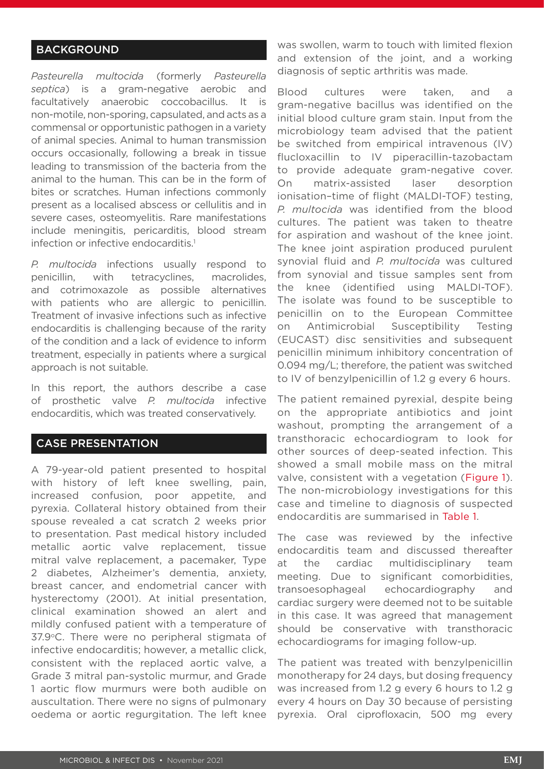## BACKGROUND

*Pasteurella multocida* (formerly *Pasteurella septica*) is a gram-negative aerobic and facultatively anaerobic coccobacillus. It is non-motile, non-sporing, capsulated, and acts as a commensal or opportunistic pathogen in a variety of animal species. Animal to human transmission occurs occasionally, following a break in tissue leading to transmission of the bacteria from the animal to the human. This can be in the form of bites or scratches. Human infections commonly present as a localised abscess or cellulitis and in severe cases, osteomyelitis. Rare manifestations include meningitis, pericarditis, blood stream infection or infective endocarditis.[1]

*P. multocida* infections usually respond to penicillin, with tetracyclines, macrolides, and cotrimoxazole as possible alternatives with patients who are allergic to penicillin. Treatment of invasive infections such as infective endocarditis is challenging because of the rarity of the condition and a lack of evidence to inform treatment, especially in patients where a surgical approach is not suitable.

In this report, the authors describe a case of prosthetic valve *P. multocida* infective endocarditis, which was treated conservatively.

## CASE PRESENTATION

A 79-year-old patient presented to hospital with history of left knee swelling, pain, increased confusion, poor appetite, and pyrexia. Collateral history obtained from their spouse revealed a cat scratch 2 weeks prior to presentation. Past medical history included metallic aortic valve replacement, tissue mitral valve replacement, a pacemaker, Type 2 diabetes, Alzheimer's dementia, anxiety, breast cancer, and endometrial cancer with hysterectomy (2001). At initial presentation, clinical examination showed an alert and mildly confused patient with a temperature of 37.9°C. There were no peripheral stigmata of infective endocarditis; however, a metallic click, consistent with the replaced aortic valve, a Grade 3 mitral pan-systolic murmur, and Grade 1 aortic flow murmurs were both audible on auscultation. There were no signs of pulmonary oedema or aortic regurgitation. The left knee was swollen, warm to touch with limited flexion and extension of the joint, and a working diagnosis of septic arthritis was made.

Blood cultures were taken, and a gram-negative bacillus was identified on the initial blood culture gram stain. Input from the microbiology team advised that the patient be switched from empirical intravenous (IV) flucloxacillin to IV piperacillin-tazobactam to provide adequate gram-negative cover. On matrix-assisted laser desorption ionisation–time of flight (MALDI-TOF) testing, *P. multocida* was identified from the blood cultures. The patient was taken to theatre for aspiration and washout of the knee joint. The knee joint aspiration produced purulent synovial fluid and *P. multocida* was cultured from synovial and tissue samples sent from the knee (identified using MALDI-TOF). The isolate was found to be susceptible to penicillin on to the European Committee on Antimicrobial Susceptibility Testing (EUCAST) disc sensitivities and subsequent penicillin minimum inhibitory concentration of 0.094 mg/L; therefore, the patient was switched to IV of benzylpenicillin of 1.2 g every 6 hours.

The patient remained pyrexial, despite being on the appropriate antibiotics and joint washout, prompting the arrangement of a transthoracic echocardiogram to look for other sources of deep-seated infection. This showed a small mobile mass on the mitral valve, consistent with a vegetation (Figure 1). The non-microbiology investigations for this case and timeline to diagnosis of suspected endocarditis are summarised in Table 1.

The case was reviewed by the infective endocarditis team and discussed thereafter at the cardiac multidisciplinary team meeting. Due to significant comorbidities, transoesophageal echocardiography and cardiac surgery were deemed not to be suitable in this case. It was agreed that management should be conservative with transthoracic echocardiograms for imaging follow-up.

The patient was treated with benzylpenicillin monotherapy for 24 days, but dosing frequency was increased from 1.2 g every 6 hours to 1.2 g every 4 hours on Day 30 because of persisting pyrexia. Oral ciprofloxacin, 500 mg every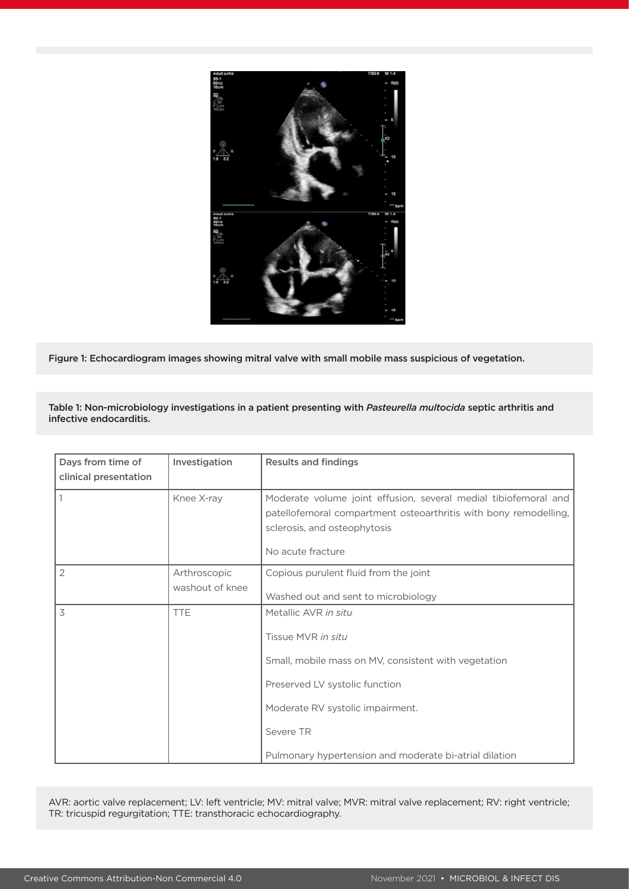Figure 1: Echocardiogram images showing mitral valve with small mobile mass suspicious of vegetation.

Table 1: Non-microbiology investigations in a patient presenting with *Pasteurella multocida* septic arthritis and infective endocarditis.

| Days from time of clinical presentation | Investigation | Results and findings |
|---|---|---|
| 1 | Knee X-ray | Moderate volume joint effusion, several medial tibiofemoral and patellofemoral compartment osteoarthritis with bony remodelling, sclerosis, and osteophytosis<br><br>No acute fracture |
| 2 | Arthroscopic washout of knee | Copious purulent fluid from the joint<br><br>Washed out and sent to microbiology |
| 3 | TTE | Metallic AVR *in situ*<br><br>Tissue MVR *in situ*<br><br>Small, mobile mass on MV, consistent with vegetation<br><br>Preserved LV systolic function<br><br>Moderate RV systolic impairment.<br><br>Severe TR<br><br>Pulmonary hypertension and moderate bi-atrial dilation |

AVR: aortic valve replacement; LV: left ventricle; MV: mitral valve; MVR: mitral valve replacement; RV: right ventricle; TR: tricuspid regurgitation; TTE: transthoracic echocardiography.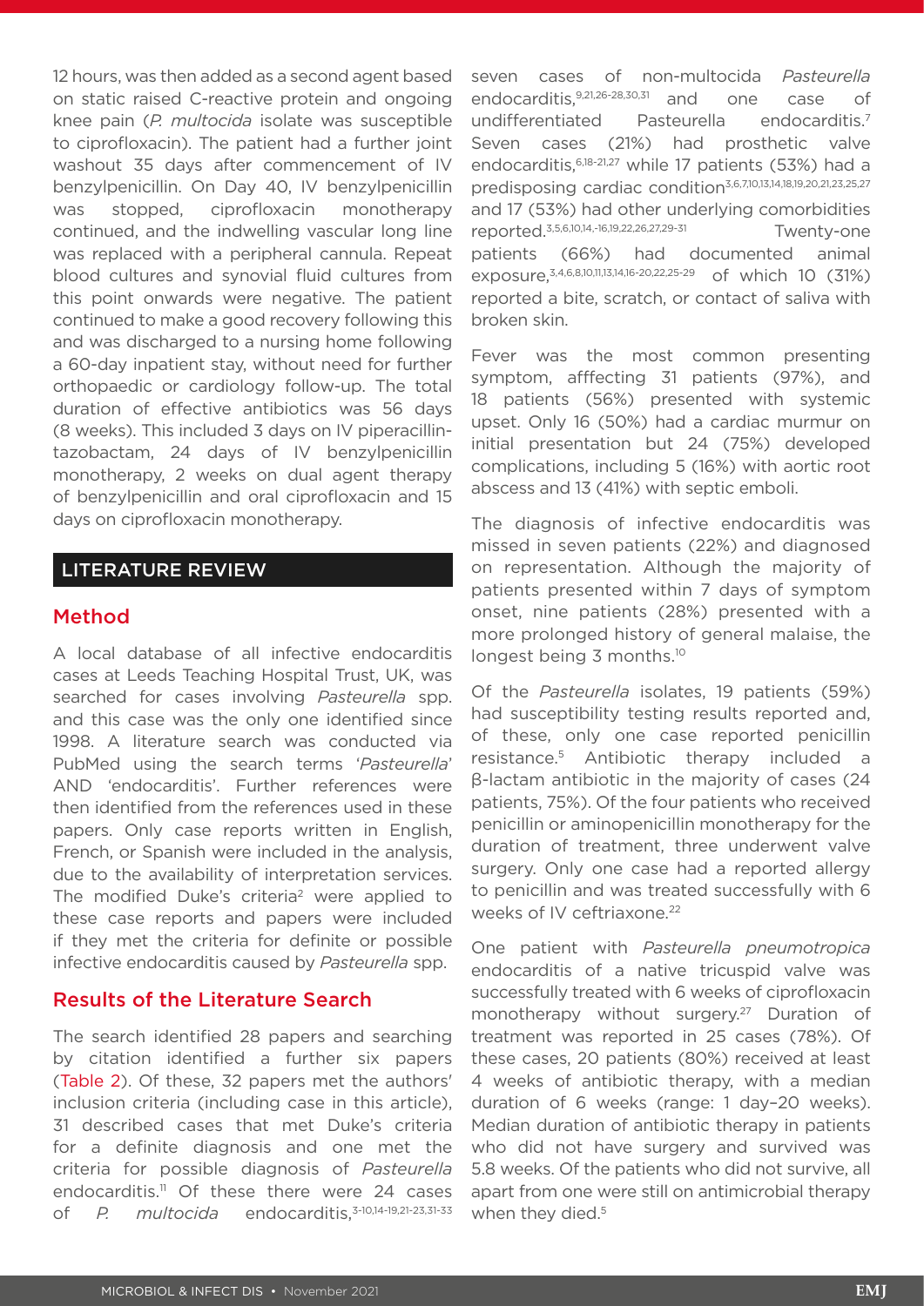12 hours, was then added as a second agent based on static raised C-reactive protein and ongoing knee pain (*P. multocida* isolate was susceptible to ciprofloxacin). The patient had a further joint washout 35 days after commencement of IV benzylpenicillin. On Day 40, IV benzylpenicillin was stopped, ciprofloxacin monotherapy continued, and the indwelling vascular long line was replaced with a peripheral cannula. Repeat blood cultures and synovial fluid cultures from this point onwards were negative. The patient continued to make a good recovery following this and was discharged to a nursing home following a 60-day inpatient stay, without need for further orthopaedic or cardiology follow-up. The total duration of effective antibiotics was 56 days (8 weeks). This included 3 days on IV piperacillin-tazobactam, 24 days of IV benzylpenicillin monotherapy, 2 weeks on dual agent therapy of benzylpenicillin and oral ciprofloxacin and 15 days on ciprofloxacin monotherapy.

## LITERATURE REVIEW

### Method

A local database of all infective endocarditis cases at Leeds Teaching Hospital Trust, UK, was searched for cases involving *Pasteurella* spp. and this case was the only one identified since 1998. A literature search was conducted via PubMed using the search terms '*Pasteurella*' AND 'endocarditis'. Further references were then identified from the references used in these papers. Only case reports written in English, French, or Spanish were included in the analysis, due to the availability of interpretation services. The modified Duke's criteria[2] were applied to these case reports and papers were included if they met the criteria for definite or possible infective endocarditis caused by *Pasteurella* spp.

### Results of the Literature Search

The search identified 28 papers and searching by citation identified a further six papers (Table 2). Of these, 32 papers met the authors' inclusion criteria (including case in this article), 31 described cases that met Duke's criteria for a definite diagnosis and one met the criteria for possible diagnosis of *Pasteurella* endocarditis.[11] Of these there were 24 cases of *P. multocida* endocarditis,[3-10,14-19,21-23,31-33] seven cases of non-multocida *Pasteurella* endocarditis,[9,21,26-28,30,31] and one case of undifferentiated Pasteurella endocarditis.[7] Seven cases (21%) had prosthetic valve endocarditis,[6,18-21,27] while 17 patients (53%) had a predisposing cardiac condition[3,6,7,10,13,14,18,19,20,21,23,25,27] and 17 (53%) had other underlying comorbidities reported.[3,5,6,10,14,-16,19,22,26,27,29-31] Twenty-one patients (66%) had documented animal exposure,[3,4,6,8,10,11,13,14,16-20,22,25-29] of which 10 (31%) reported a bite, scratch, or contact of saliva with broken skin.

Fever was the most common presenting symptom, afffecting 31 patients (97%), and 18 patients (56%) presented with systemic upset. Only 16 (50%) had a cardiac murmur on initial presentation but 24 (75%) developed complications, including 5 (16%) with aortic root abscess and 13 (41%) with septic emboli.

The diagnosis of infective endocarditis was missed in seven patients (22%) and diagnosed on representation. Although the majority of patients presented within 7 days of symptom onset, nine patients (28%) presented with a more prolonged history of general malaise, the longest being 3 months.[10]

Of the *Pasteurella* isolates, 19 patients (59%) had susceptibility testing results reported and, of these, only one case reported penicillin resistance.[5] Antibiotic therapy included a β-lactam antibiotic in the majority of cases (24 patients, 75%). Of the four patients who received penicillin or aminopenicillin monotherapy for the duration of treatment, three underwent valve surgery. Only one case had a reported allergy to penicillin and was treated successfully with 6 weeks of IV ceftriaxone.[22]

One patient with *Pasteurella pneumotropica* endocarditis of a native tricuspid valve was successfully treated with 6 weeks of ciprofloxacin monotherapy without surgery.[27] Duration of treatment was reported in 25 cases (78%). Of these cases, 20 patients (80%) received at least 4 weeks of antibiotic therapy, with a median duration of 6 weeks (range: 1 day–20 weeks). Median duration of antibiotic therapy in patients who did not have surgery and survived was 5.8 weeks. Of the patients who did not survive, all apart from one were still on antimicrobial therapy when they died.[5]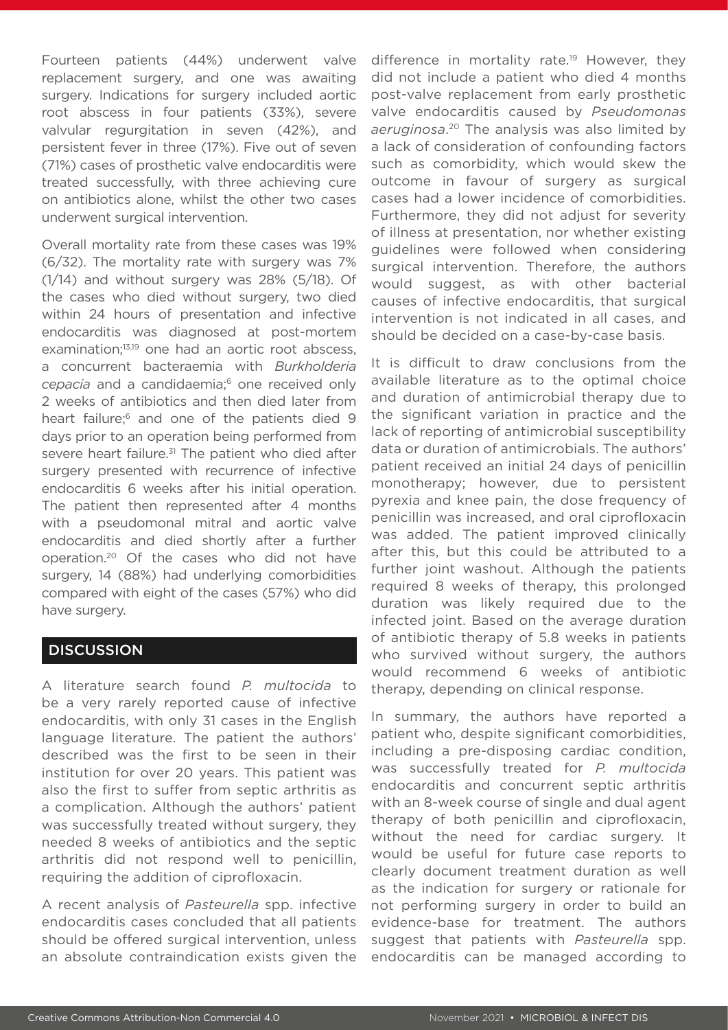Fourteen patients (44%) underwent valve replacement surgery, and one was awaiting surgery. Indications for surgery included aortic root abscess in four patients (33%), severe valvular regurgitation in seven (42%), and persistent fever in three (17%). Five out of seven (71%) cases of prosthetic valve endocarditis were treated successfully, with three achieving cure on antibiotics alone, whilst the other two cases underwent surgical intervention.

Overall mortality rate from these cases was 19% (6/32). The mortality rate with surgery was 7% (1/14) and without surgery was 28% (5/18). Of the cases who died without surgery, two died within 24 hours of presentation and infective endocarditis was diagnosed at post-mortem examination;[13,19] one had an aortic root abscess, a concurrent bacteraemia with *Burkholderia cepacia* and a candidaemia;[6] one received only 2 weeks of antibiotics and then died later from heart failure;[6] and one of the patients died 9 days prior to an operation being performed from severe heart failure.[31] The patient who died after surgery presented with recurrence of infective endocarditis 6 weeks after his initial operation. The patient then represented after 4 months with a pseudomonal mitral and aortic valve endocarditis and died shortly after a further operation.[20] Of the cases who did not have surgery, 14 (88%) had underlying comorbidities compared with eight of the cases (57%) who did have surgery.

## DISCUSSION

A literature search found *P. multocida* to be a very rarely reported cause of infective endocarditis, with only 31 cases in the English language literature. The patient the authors' described was the first to be seen in their institution for over 20 years. This patient was also the first to suffer from septic arthritis as a complication. Although the authors' patient was successfully treated without surgery, they needed 8 weeks of antibiotics and the septic arthritis did not respond well to penicillin, requiring the addition of ciprofloxacin.

A recent analysis of *Pasteurella* spp. infective endocarditis cases concluded that all patients should be offered surgical intervention, unless an absolute contraindication exists given the difference in mortality rate.[19] However, they did not include a patient who died 4 months post-valve replacement from early prosthetic valve endocarditis caused by *Pseudomonas aeruginosa*.[20] The analysis was also limited by a lack of consideration of confounding factors such as comorbidity, which would skew the outcome in favour of surgery as surgical cases had a lower incidence of comorbidities. Furthermore, they did not adjust for severity of illness at presentation, nor whether existing guidelines were followed when considering surgical intervention. Therefore, the authors would suggest, as with other bacterial causes of infective endocarditis, that surgical intervention is not indicated in all cases, and should be decided on a case-by-case basis.

It is difficult to draw conclusions from the available literature as to the optimal choice and duration of antimicrobial therapy due to the significant variation in practice and the lack of reporting of antimicrobial susceptibility data or duration of antimicrobials. The authors' patient received an initial 24 days of penicillin monotherapy; however, due to persistent pyrexia and knee pain, the dose frequency of penicillin was increased, and oral ciprofloxacin was added. The patient improved clinically after this, but this could be attributed to a further joint washout. Although the patients required 8 weeks of therapy, this prolonged duration was likely required due to the infected joint. Based on the average duration of antibiotic therapy of 5.8 weeks in patients who survived without surgery, the authors would recommend 6 weeks of antibiotic therapy, depending on clinical response.

In summary, the authors have reported a patient who, despite significant comorbidities, including a pre-disposing cardiac condition, was successfully treated for *P. multocida* endocarditis and concurrent septic arthritis with an 8-week course of single and dual agent therapy of both penicillin and ciprofloxacin, without the need for cardiac surgery. It would be useful for future case reports to clearly document treatment duration as well as the indication for surgery or rationale for not performing surgery in order to build an evidence-base for treatment. The authors suggest that patients with *Pasteurella* spp. endocarditis can be managed according to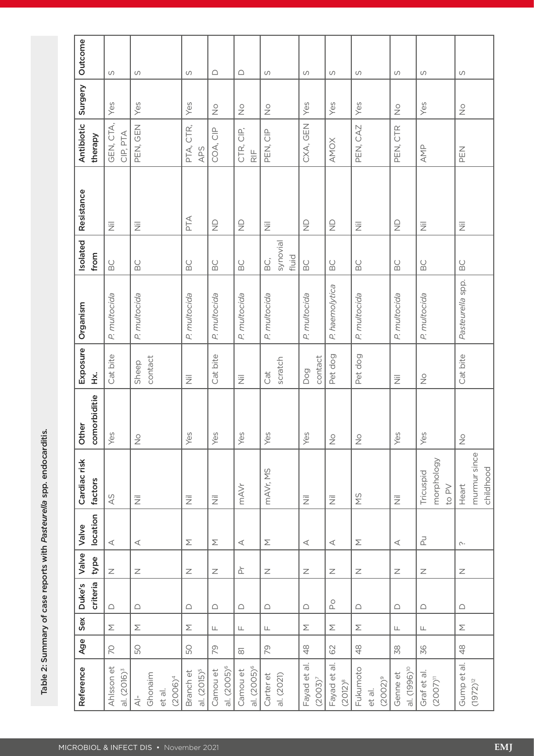Table 2: Summary of case reports with *Pasteurella* spp. endocarditis.

| Reference | Age | Sex | Duke's criteria | Valve type | Valve location | Cardiac risk factors | Other comorbiditie | Exposure Hx. | Organism | Isolated from | Resistance | Antibiotic therapy | Surgery | Outcome |
|---|---|---|---|---|---|---|---|---|---|---|---|---|---|---|
| Ahlsson et al. (2016)[3] | 70 | M | D | N | A | AS | Yes | Cat bite | *P. multocida* | BC | Nil | GEN, CTA, CIP, PTA | Yes | S |
| Al-Ghonaim et al. (2006)[4] | 50 | M | D | N | A | Nil | No | Sheep contact | *P. multocida* | BC | Nil | PEN, GEN | Yes | S |
| Branch et al. (2015)[5] | 50 | M | D | N | M | Nil | Yes | Nil | *P. multocida* | BC | PTA | PTA, CTR, APS | Yes | S |
| Camou et al. (2005)[6] | 79 | F | D | N | M | Nil | Yes | Cat bite | *P. multocida* | BC | ND | COA, CIP | No | D |
| Camou et al. (2005)[6] | 81 | F | D | Pr | A | mAVr | Yes | Nil | *P. multocida* | BC | ND | CTR, CIP, RIF | No | D |
| Carter et al. (2021) | 79 | F | D | N | M | mAVr, MS | Yes | Cat scratch | *P. multocida* | BC, synovial fluid | Nil | PEN, CIP | No | S |
| Fayad et al. (2003)[7] | 48 | M | D | N | A | Nil | Yes | Dog contact | *P. multocida* | BC | ND | CXA, GEN | Yes | S |
| Fayad et al. (2012)[8] | 62 | M | Po | N | A | Nil | No | Pet dog | *P. haemolytica* | BC | ND | AMOX | Yes | S |
| Fukumoto et al. (2002)[9] | 48 | M | D | N | M | MS | No | Pet dog | *P. multocida* | BC | Nil | PEN, CAZ | Yes | S |
| Genne et al. (1996)[10] | 38 | F | D | N | A | Nil | Yes | Nil | *P. multocida* | BC | ND | PEN, CTR | No | S |
| Graf et al. (2007)[11] | 36 | F | D | N | Pu | Tricuspid morphology to PV | Yes | No | *P. multocida* | BC | Nil | AMP | Yes | S |
| Gump et al. (1972)[12] | 48 | M | D | N | ? | Heart murmur since childhood | No | Cat bite | *Pasteurella* spp. | BC | Nil | PEN | No | S |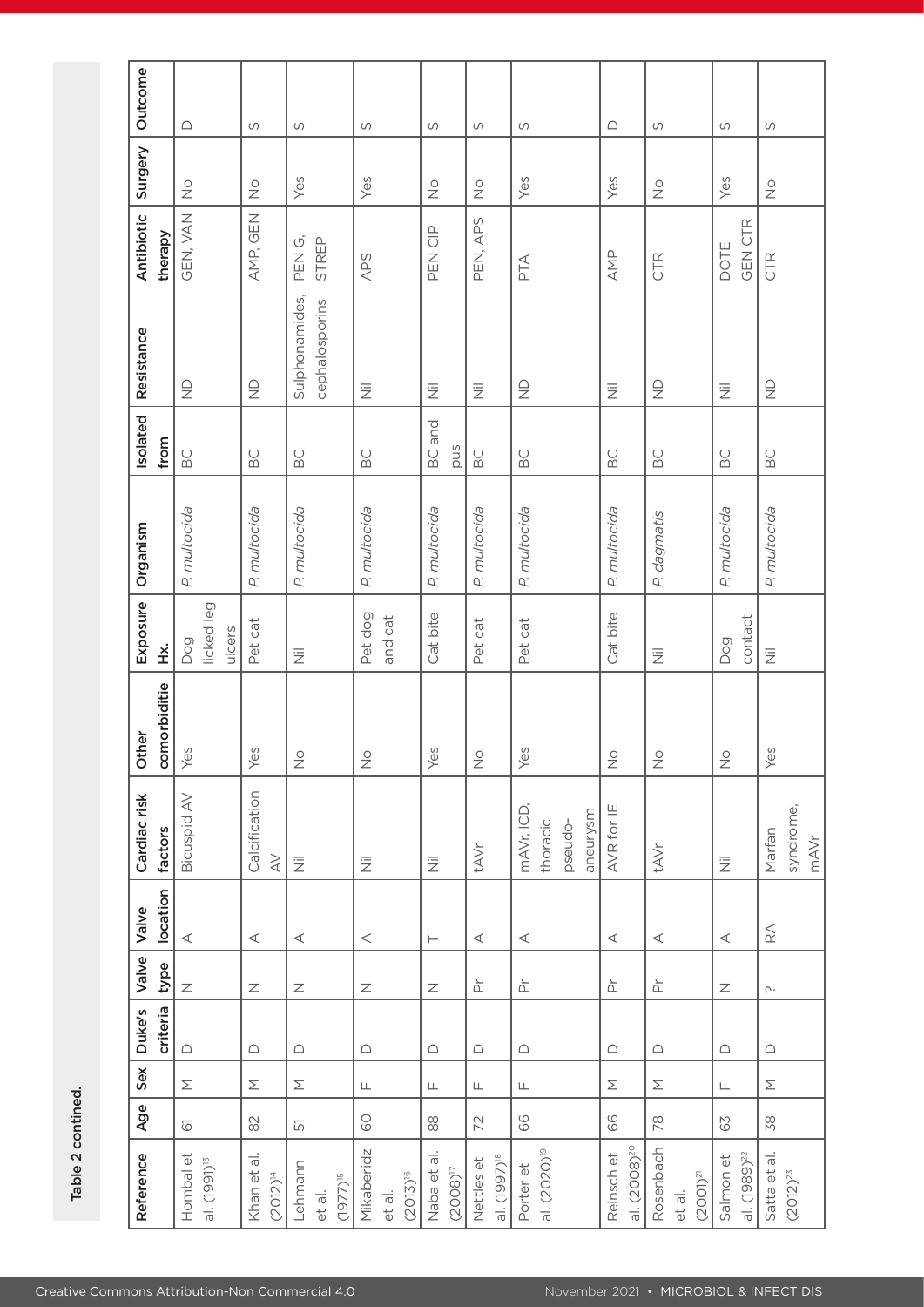Table 2 contined.

| Reference | Age | Sex | Duke's criteria | Valve type | Valve location | Cardiac risk factors | Other comorbiditie | Exposure Hx. | Organism | Isolated from | Resistance | Antibiotic therapy | Surgery | Outcome |
|---|---|---|---|---|---|---|---|---|---|---|---|---|---|---|
| Hombal et al. (1991)[13] | 61 | M | D | N | A | Bicuspid AV | Yes | Dog licked leg ulcers | *P. multocida* | BC | ND | GEN, VAN | No | D |
| Khan et al. (2012)[14] | 82 | M | D | N | A | Calcification AV | Yes | Pet cat | *P. multocida* | BC | ND | AMP, GEN | No | S |
| Lehmann et al. (1977)[15] | 51 | M | D | N | A | Nil | No | Nil | *P. multocida* | BC | Sulphonamides, cephalosporins | PEN G, STREP | Yes | S |
| Mikaberidz et al. (2013)[16] | 60 | F | D | N | A | Nil | No | Pet dog and cat | *P. multocida* | BC | Nil | APS | Yes | S |
| Naba et al. (2008)[17] | 88 | F | D | N | T | Nil | Yes | Cat bite | *P. multocida* | BC and pus | Nil | PEN CIP | No | S |
| Nettles et al. (1997)[18] | 72 | F | D | Pr | A | tAVr | No | Pet cat | *P. multocida* | BC | Nil | PEN, APS | No | S |
| Porter et al. (2020)[19] | 66 | F | D | Pr | A | mAVr, ICD, thoracic pseudo-aneurysm | Yes | Pet cat | *P. multocida* | BC | ND | PTA | Yes | S |
| Reinsch et al. (2008)[20] | 66 | M | D | Pr | A | AVR for IE | No | Cat bite | *P. multocida* | BC | Nil | AMP | Yes | D |
| Rosenbach et al. (2001)[21] | 78 | M | D | Pr | A | tAVr | No | Nil | *P. dagmatis* | BC | ND | CTR | No | S |
| Salmon et al. (1989)[22] | 63 | F | D | N | A | Nil | No | Dog contact | *P. multocida* | BC | Nil | DOTE GEN CTR | Yes | S |
| Satta et al. (2012)[23] | 38 | M | D | ? | RA | Marfan syndrome, mAVr | Yes | Nil | *P. multocida* | BC | ND | CTR | No | S |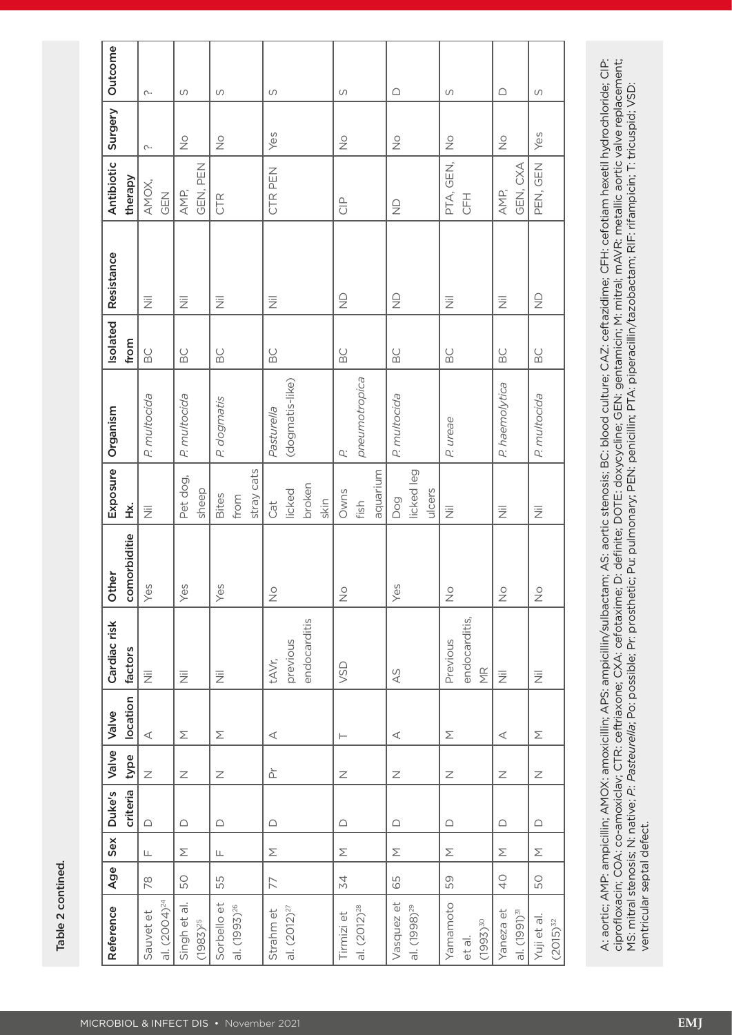Table 2 contined.

| Reference | Age | Sex | Duke's criteria | Valve type | Valve location | Cardiac risk factors | Other comorbiditie | Exposure Hx. | Organism | Isolated from | Resistance | Antibiotic therapy | Surgery | Outcome |
|---|---|---|---|---|---|---|---|---|---|---|---|---|---|---|
| Sauvet et al. (2004)[24] | 78 | F | D | N | A | Nil | Yes | Nil | *P. multocida* | BC | Nil | AMOX, GEN | ? | ? |
| Singh et al. (1983)[25] | 50 | M | D | N | M | Nil | Yes | Pet dog, sheep | *P. multocida* | BC | Nil | AMP, GEN, PEN | No | S |
| Sorbello et al. (1993)[26] | 55 | F | D | N | M | Nil | Yes | Bites from stray cats | *P. dogmatis* | BC | Nil | CTR | No | S |
| Strahm et al. (2012)[27] | 77 | M | D | Pr | A | tAVr, previous endocarditis | No | Cat licked broken skin | *Pasturella* (dogmatis-like) | BC | Nil | CTR PEN | Yes | S |
| Tirmizi et al. (2012)[28] | 34 | M | D | N | T | VSD | No | Owns fish aquarium | *P. pneumotropica* | BC | ND | CIP | No | S |
| Vasquez et al. (1998)[29] | 65 | M | D | N | A | AS | Yes | Dog licked leg ulcers | *P. multocida* | BC | ND | ND | No | D |
| Yamamoto et al. (1993)[30] | 59 | M | D | N | M | Previous endocarditis, MR | No | Nil | *P. ureae* | BC | Nil | PTA, GEN, CFH | No | S |
| Yaneza et al. (1991)[31] | 40 | M | D | N | A | Nil | No | Nil | *P. haemolytica* | BC | Nil | AMP, GEN, CXA | No | D |
| Yuji et al. (2015)[32] | 50 | M | D | N | M | Nil | No | Nil | *P. multocida* | BC | ND | PEN, GEN | Yes | S |

A: aortic; AMP: ampicillin; AMOX: amoxicillin; APS: ampicillin/sulbactam; AS: aortic stenosis; BC: blood culture; CAZ: ceftazidime; CFH: cefotiam hexetil hydrochloride; CIP: ciprofloxacin; COA: co-amoxiclav; CTR: ceftriaxone; CXA: cefotaxime; D: definite; DOTE: doxycycline; GEN: gentamicin; M: mitral; mAVR: metallic aortic valve replacement; MS: mitral stenosis; N: native; *P*: *Pasteurella*; Po: possible; Pr: prosthetic; Pu: pulmonary; PEN: penicillin; PTA: piperacillin/tazobactam; RIF: rifampicin; T: tricuspid; VSD: ventricular septal defect.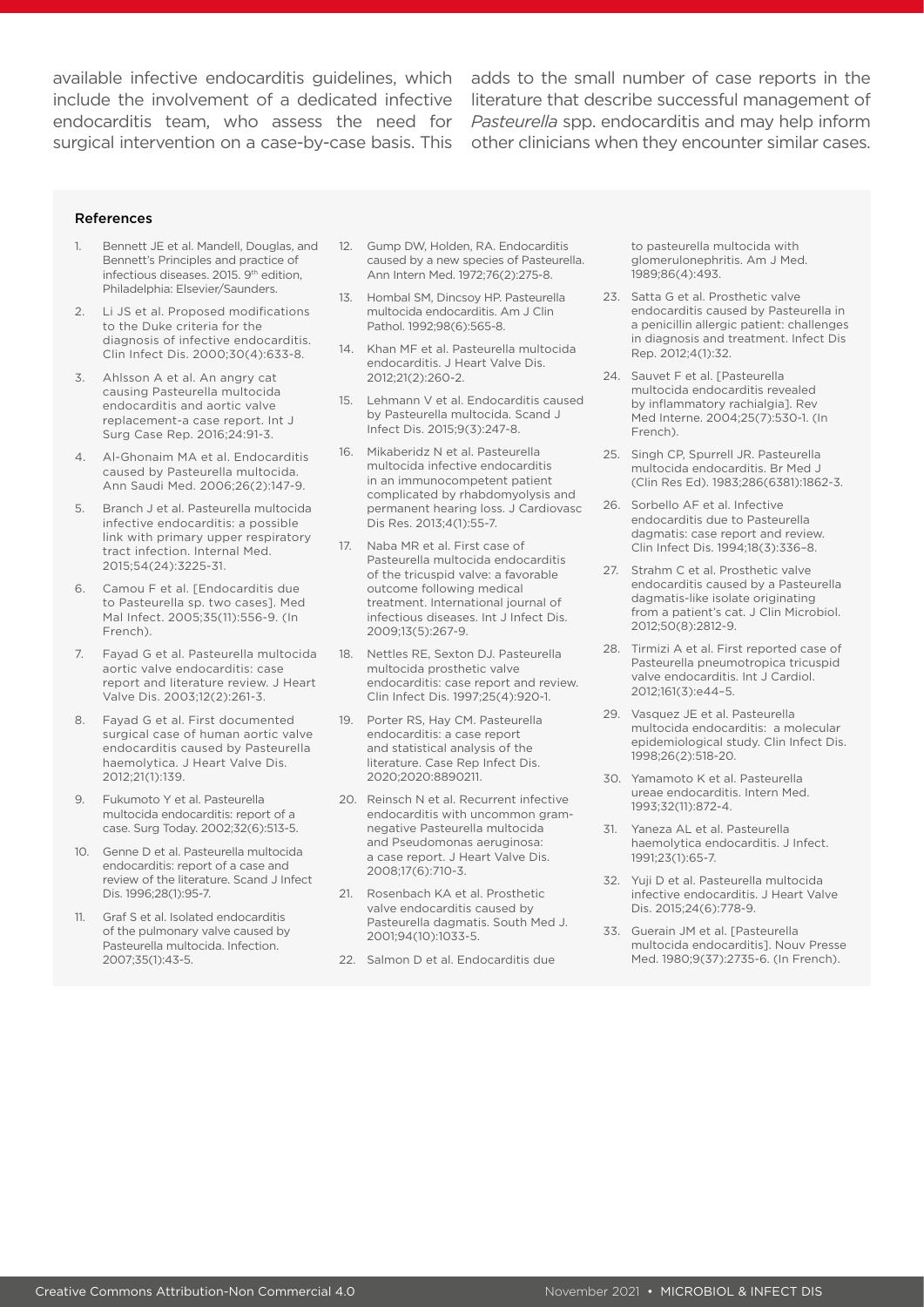available infective endocarditis guidelines, which include the involvement of a dedicated infective endocarditis team, who assess the need for surgical intervention on a case-by-case basis. This adds to the small number of case reports in the literature that describe successful management of *Pasteurella* spp. endocarditis and may help inform other clinicians when they encounter similar cases.

### References

1. Bennett JE et al. Mandell, Douglas, and Bennett's Principles and practice of infectious diseases. 2015. 9th edition, Philadelphia: Elsevier/Saunders.
2. Li JS et al. Proposed modifications to the Duke criteria for the diagnosis of infective endocarditis. Clin Infect Dis. 2000;30(4):633-8.
3. Ahlsson A et al. An angry cat causing Pasteurella multocida endocarditis and aortic valve replacement-a case report. Int J Surg Case Rep. 2016;24:91-3.
4. Al-Ghonaim MA et al. Endocarditis caused by Pasteurella multocida. Ann Saudi Med. 2006;26(2):147-9.
5. Branch J et al. Pasteurella multocida infective endocarditis: a possible link with primary upper respiratory tract infection. Internal Med. 2015;54(24):3225-31.
6. Camou F et al. [Endocarditis due to Pasteurella sp. two cases]. Med Mal Infect. 2005;35(11):556-9. (In French).
7. Fayad G et al. Pasteurella multocida aortic valve endocarditis: case report and literature review. J Heart Valve Dis. 2003;12(2):261-3.
8. Fayad G et al. First documented surgical case of human aortic valve endocarditis caused by Pasteurella haemolytica. J Heart Valve Dis. 2012;21(1):139.
9. Fukumoto Y et al. Pasteurella multocida endocarditis: report of a case. Surg Today. 2002;32(6):513-5.
10. Genne D et al. Pasteurella multocida endocarditis: report of a case and review of the literature. Scand J Infect Dis. 1996;28(1):95-7.
11. Graf S et al. Isolated endocarditis of the pulmonary valve caused by Pasteurella multocida. Infection. 2007;35(1):43-5.
12. Gump DW, Holden, RA. Endocarditis caused by a new species of Pasteurella. Ann Intern Med. 1972;76(2):275-8.
13. Hombal SM, Dincsoy HP. Pasteurella multocida endocarditis. Am J Clin Pathol. 1992;98(6):565-8.
14. Khan MF et al. Pasteurella multocida endocarditis. J Heart Valve Dis. 2012;21(2):260-2.
15. Lehmann V et al. Endocarditis caused by Pasteurella multocida. Scand J Infect Dis. 2015;9(3):247-8.
16. Mikaberidz N et al. Pasteurella multocida infective endocarditis in an immunocompetent patient complicated by rhabdomyolysis and permanent hearing loss. J Cardiovasc Dis Res. 2013;4(1):55-7.
17. Naba MR et al. First case of Pasteurella multocida endocarditis of the tricuspid valve: a favorable outcome following medical treatment. International journal of infectious diseases. Int J Infect Dis. 2009;13(5):267-9.
18. Nettles RE, Sexton DJ. Pasteurella multocida prosthetic valve endocarditis: case report and review. Clin Infect Dis. 1997;25(4):920-1.
19. Porter RS, Hay CM. Pasteurella endocarditis: a case report and statistical analysis of the literature. Case Rep Infect Dis. 2020;2020:8890211.
20. Reinsch N et al. Recurrent infective endocarditis with uncommon gram-negative Pasteurella multocida and Pseudomonas aeruginosa: a case report. J Heart Valve Dis. 2008;17(6):710-3.
21. Rosenbach KA et al. Prosthetic valve endocarditis caused by Pasteurella dagmatis. South Med J. 2001;94(10):1033-5.
22. Salmon D et al. Endocarditis due to pasteurella multocida with glomerulonephritis. Am J Med. 1989;86(4):493.
23. Satta G et al. Prosthetic valve endocarditis caused by Pasteurella in a penicillin allergic patient: challenges in diagnosis and treatment. Infect Dis Rep. 2012;4(1):32.
24. Sauvet F et al. [Pasteurella multocida endocarditis revealed by inflammatory rachialgia]. Rev Med Interne. 2004;25(7):530-1. (In French).
25. Singh CP, Spurrell JR. Pasteurella multocida endocarditis. Br Med J (Clin Res Ed). 1983;286(6381):1862-3.
26. Sorbello AF et al. Infective endocarditis due to Pasteurella dagmatis: case report and review. Clin Infect Dis. 1994;18(3):336–8.
27. Strahm C et al. Prosthetic valve endocarditis caused by a Pasteurella dagmatis-like isolate originating from a patient's cat. J Clin Microbiol. 2012;50(8):2812-9.
28. Tirmizi A et al. First reported case of Pasteurella pneumotropica tricuspid valve endocarditis. Int J Cardiol. 2012;161(3):e44–5.
29. Vasquez JE et al. Pasteurella multocida endocarditis: a molecular epidemiological study. Clin Infect Dis. 1998;26(2):518-20.
30. Yamamoto K et al. Pasteurella ureae endocarditis. Intern Med. 1993;32(11):872-4.
31. Yaneza AL et al. Pasteurella haemolytica endocarditis. J Infect. 1991;23(1):65-7.
32. Yuji D et al. Pasteurella multocida infective endocarditis. J Heart Valve Dis. 2015;24(6):778-9.
33. Guerain JM et al. [Pasteurella multocida endocarditis]. Nouv Presse Med. 1980;9(37):2735-6. (In French).